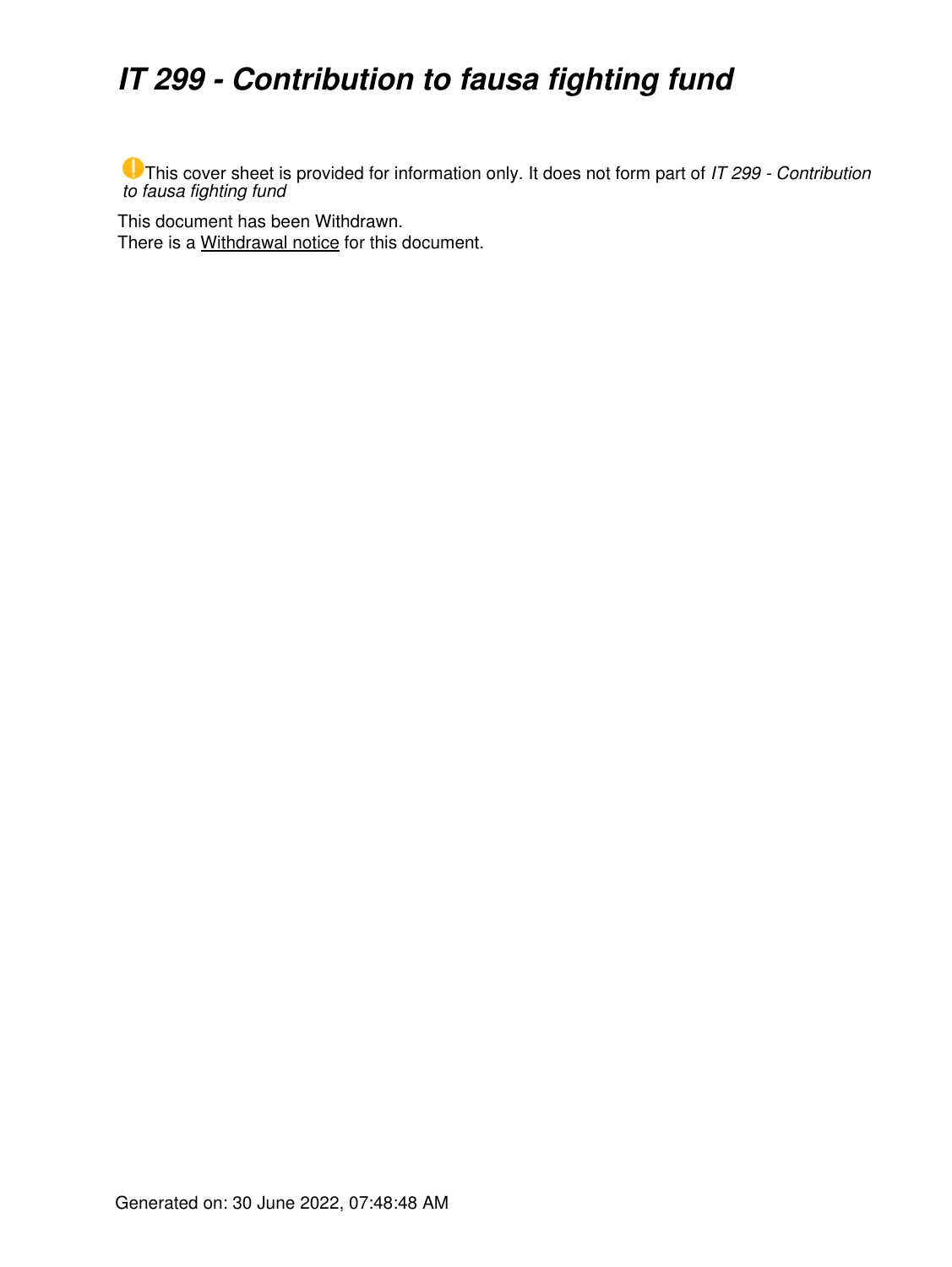# *IT 299 - Contribution to fausa fighting fund*

This cover sheet is provided for information only. It does not form part of *IT 299 - Contribution to fausa fighting fund*

This document has been Withdrawn.
There is a Withdrawal notice for this document.

Generated on: 30 June 2022, 07:48:48 AM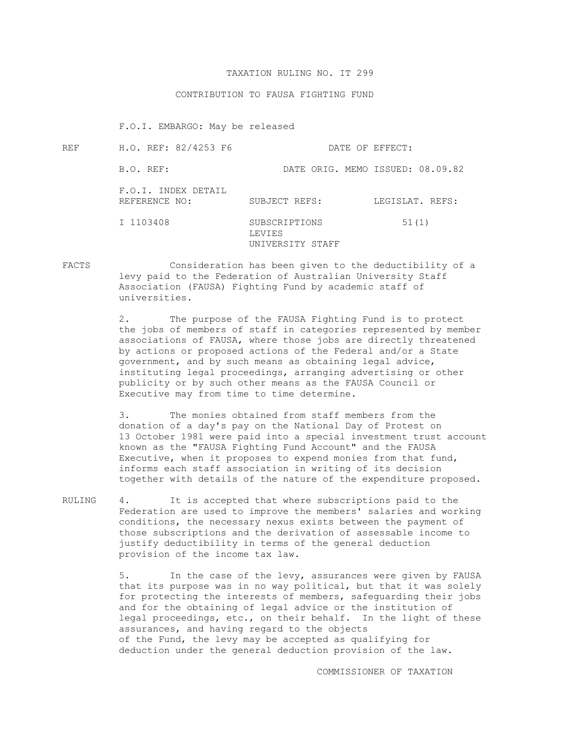# TAXATION RULING NO. IT 299

## CONTRIBUTION TO FAUSA FIGHTING FUND

F.O.I. EMBARGO: May be released

| | | | |
|---|---|---|---|
| REF | H.O. REF: 82/4253 F6 | DATE OF EFFECT: | |
| | B.O. REF: | DATE ORIG. MEMO ISSUED: 08.09.82 | |
| | F.O.I. INDEX DETAIL REFERENCE NO: | SUBJECT REFS: | LEGISLAT. REFS: |
| | I 1103408 | SUBSCRIPTIONS<br>LEVIES<br>UNIVERSITY STAFF | 51(1) |

**FACTS**

Consideration has been given to the deductibility of a levy paid to the Federation of Australian University Staff Association (FAUSA) Fighting Fund by academic staff of universities.

2. The purpose of the FAUSA Fighting Fund is to protect the jobs of members of staff in categories represented by member associations of FAUSA, where those jobs are directly threatened by actions or proposed actions of the Federal and/or a State government, and by such means as obtaining legal advice, instituting legal proceedings, arranging advertising or other publicity or by such other means as the FAUSA Council or Executive may from time to time determine.

3. The monies obtained from staff members from the donation of a day's pay on the National Day of Protest on 13 October 1981 were paid into a special investment trust account known as the "FAUSA Fighting Fund Account" and the FAUSA Executive, when it proposes to expend monies from that fund, informs each staff association in writing of its decision together with details of the nature of the expenditure proposed.

**RULING**

4. It is accepted that where subscriptions paid to the Federation are used to improve the members' salaries and working conditions, the necessary nexus exists between the payment of those subscriptions and the derivation of assessable income to justify deductibility in terms of the general deduction provision of the income tax law.

5. In the case of the levy, assurances were given by FAUSA that its purpose was in no way political, but that it was solely for protecting the interests of members, safeguarding their jobs and for the obtaining of legal advice or the institution of legal proceedings, etc., on their behalf. In the light of these assurances, and having regard to the objects of the Fund, the levy may be accepted as qualifying for deduction under the general deduction provision of the law.

COMMISSIONER OF TAXATION